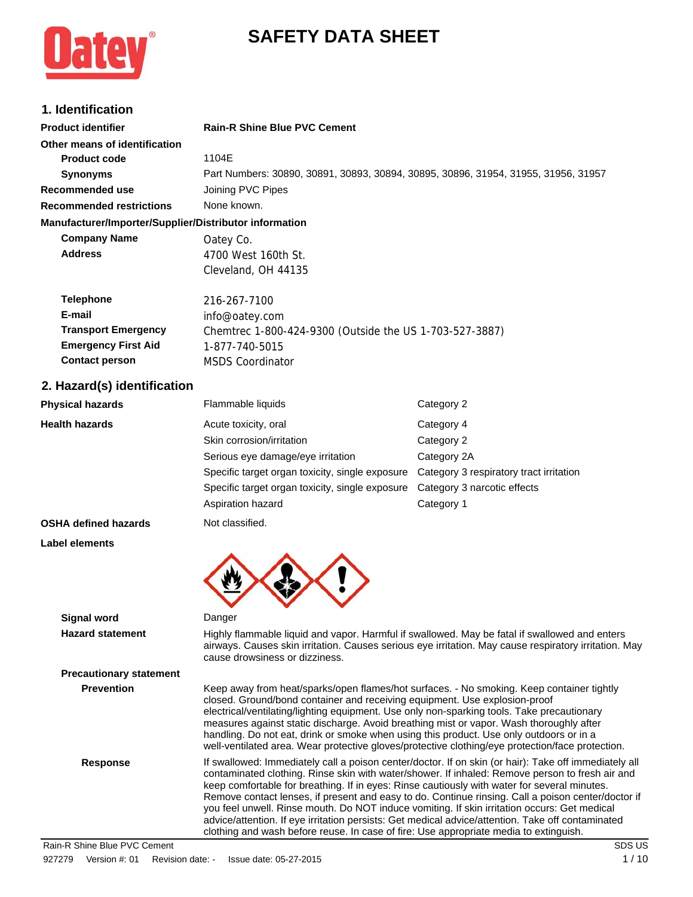# SAFETY DATA SHEET

## 1. Identification

| | |
|---|---|
| **Product identifier** | **Rain-R Shine Blue PVC Cement** |
| **Other means of identification** | |
| **Product code** | 1104E |
| **Synonyms** | Part Numbers: 30890, 30891, 30893, 30894, 30895, 30896, 31954, 31955, 31956, 31957 |
| **Recommended use** | Joining PVC Pipes |
| **Recommended restrictions** | None known. |

**Manufacturer/Importer/Supplier/Distributor information**

| | |
|---|---|
| **Company Name** | Oatey Co. |
| **Address** | 4700 West 160th St.<br>Cleveland, OH 44135 |
| **Telephone** | 216-267-7100 |
| **E-mail** | info@oatey.com |
| **Transport Emergency** | Chemtrec 1-800-424-9300 (Outside the US 1-703-527-3887) |
| **Emergency First Aid** | 1-877-740-5015 |
| **Contact person** | MSDS Coordinator |

## 2. Hazard(s) identification

| | | |
|---|---|---|
| **Physical hazards** | Flammable liquids | Category 2 |
| **Health hazards** | Acute toxicity, oral | Category 4 |
| | Skin corrosion/irritation | Category 2 |
| | Serious eye damage/eye irritation | Category 2A |
| | Specific target organ toxicity, single exposure | Category 3 respiratory tract irritation |
| | Specific target organ toxicity, single exposure | Category 3 narcotic effects |
| | Aspiration hazard | Category 1 |
| **OSHA defined hazards** | Not classified. | |

**Label elements**

**Signal word** Danger

**Hazard statement** Highly flammable liquid and vapor. Harmful if swallowed. May be fatal if swallowed and enters airways. Causes skin irritation. Causes serious eye irritation. May cause respiratory irritation. May cause drowsiness or dizziness.

**Precautionary statement**

**Prevention** Keep away from heat/sparks/open flames/hot surfaces. - No smoking. Keep container tightly closed. Ground/bond container and receiving equipment. Use explosion-proof electrical/ventilating/lighting equipment. Use only non-sparking tools. Take precautionary measures against static discharge. Avoid breathing mist or vapor. Wash thoroughly after handling. Do not eat, drink or smoke when using this product. Use only outdoors or in a well-ventilated area. Wear protective gloves/protective clothing/eye protection/face protection.

**Response** If swallowed: Immediately call a poison center/doctor. If on skin (or hair): Take off immediately all contaminated clothing. Rinse skin with water/shower. If inhaled: Remove person to fresh air and keep comfortable for breathing. If in eyes: Rinse cautiously with water for several minutes. Remove contact lenses, if present and easy to do. Continue rinsing. Call a poison center/doctor if you feel unwell. Rinse mouth. Do NOT induce vomiting. If skin irritation occurs: Get medical advice/attention. If eye irritation persists: Get medical advice/attention. Take off contaminated clothing and wash before reuse. In case of fire: Use appropriate media to extinguish.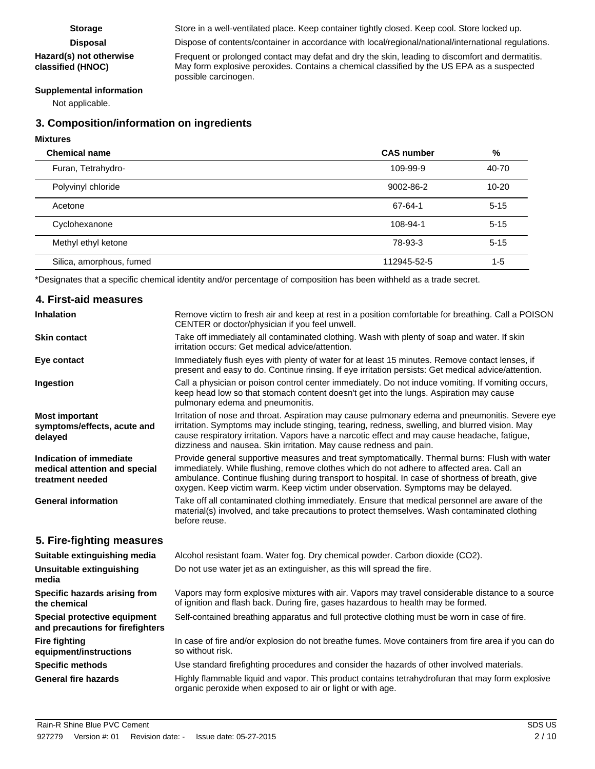**Storage** Store in a well-ventilated place. Keep container tightly closed. Keep cool. Store locked up.

**Disposal** Dispose of contents/container in accordance with local/regional/national/international regulations.

**Hazard(s) not otherwise classified (HNOC)** Frequent or prolonged contact may defat and dry the skin, leading to discomfort and dermatitis. May form explosive peroxides. Contains a chemical classified by the US EPA as a suspected possible carcinogen.

**Supplemental information**

Not applicable.

## 3. Composition/information on ingredients

**Mixtures**

| Chemical name | CAS number | % |
|---|---|---|
| Furan, Tetrahydro- | 109-99-9 | 40-70 |
| Polyvinyl chloride | 9002-86-2 | 10-20 |
| Acetone | 67-64-1 | 5-15 |
| Cyclohexanone | 108-94-1 | 5-15 |
| Methyl ethyl ketone | 78-93-3 | 5-15 |
| Silica, amorphous, fumed | 112945-52-5 | 1-5 |

*Designates that a specific chemical identity and/or percentage of composition has been withheld as a trade secret.

## 4. First-aid measures

**Inhalation** Remove victim to fresh air and keep at rest in a position comfortable for breathing. Call a POISON CENTER or doctor/physician if you feel unwell.

**Skin contact** Take off immediately all contaminated clothing. Wash with plenty of soap and water. If skin irritation occurs: Get medical advice/attention.

**Eye contact** Immediately flush eyes with plenty of water for at least 15 minutes. Remove contact lenses, if present and easy to do. Continue rinsing. If eye irritation persists: Get medical advice/attention.

**Ingestion** Call a physician or poison control center immediately. Do not induce vomiting. If vomiting occurs, keep head low so that stomach content doesn't get into the lungs. Aspiration may cause pulmonary edema and pneumonitis.

**Most important symptoms/effects, acute and delayed** Irritation of nose and throat. Aspiration may cause pulmonary edema and pneumonitis. Severe eye irritation. Symptoms may include stinging, tearing, redness, swelling, and blurred vision. May cause respiratory irritation. Vapors have a narcotic effect and may cause headache, fatigue, dizziness and nausea. Skin irritation. May cause redness and pain.

**Indication of immediate medical attention and special treatment needed** Provide general supportive measures and treat symptomatically. Thermal burns: Flush with water immediately. While flushing, remove clothes which do not adhere to affected area. Call an ambulance. Continue flushing during transport to hospital. In case of shortness of breath, give oxygen. Keep victim warm. Keep victim under observation. Symptoms may be delayed.

**General information** Take off all contaminated clothing immediately. Ensure that medical personnel are aware of the material(s) involved, and take precautions to protect themselves. Wash contaminated clothing before reuse.

## 5. Fire-fighting measures

**Suitable extinguishing media** Alcohol resistant foam. Water fog. Dry chemical powder. Carbon dioxide ($CO_2$).

**Unsuitable extinguishing media** Do not use water jet as an extinguisher, as this will spread the fire.

**Specific hazards arising from the chemical** Vapors may form explosive mixtures with air. Vapors may travel considerable distance to a source of ignition and flash back. During fire, gases hazardous to health may be formed.

**Special protective equipment and precautions for firefighters** Self-contained breathing apparatus and full protective clothing must be worn in case of fire.

**Fire fighting equipment/instructions** In case of fire and/or explosion do not breathe fumes. Move containers from fire area if you can do so without risk.

**Specific methods** Use standard firefighting procedures and consider the hazards of other involved materials.

**General fire hazards** Highly flammable liquid and vapor. This product contains tetrahydrofuran that may form explosive organic peroxide when exposed to air or light or with age.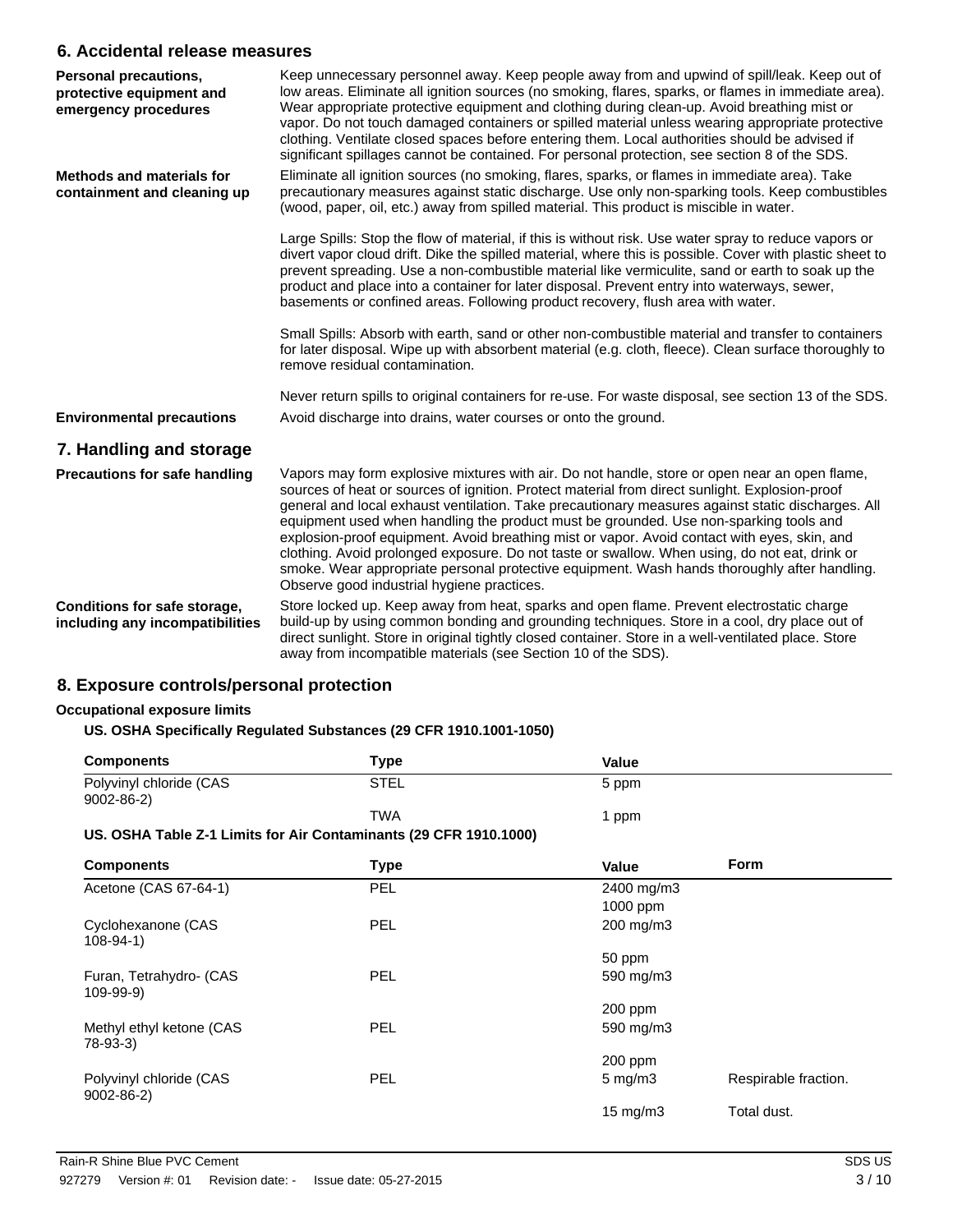## 6. Accidental release measures

**Personal precautions, protective equipment and emergency procedures**

Keep unnecessary personnel away. Keep people away from and upwind of spill/leak. Keep out of low areas. Eliminate all ignition sources (no smoking, flares, sparks, or flames in immediate area). Wear appropriate protective equipment and clothing during clean-up. Avoid breathing mist or vapor. Do not touch damaged containers or spilled material unless wearing appropriate protective clothing. Ventilate closed spaces before entering them. Local authorities should be advised if significant spillages cannot be contained. For personal protection, see section 8 of the SDS.

**Methods and materials for containment and cleaning up**

Eliminate all ignition sources (no smoking, flares, sparks, or flames in immediate area). Take precautionary measures against static discharge. Use only non-sparking tools. Keep combustibles (wood, paper, oil, etc.) away from spilled material. This product is miscible in water.

Large Spills: Stop the flow of material, if this is without risk. Use water spray to reduce vapors or divert vapor cloud drift. Dike the spilled material, where this is possible. Cover with plastic sheet to prevent spreading. Use a non-combustible material like vermiculite, sand or earth to soak up the product and place into a container for later disposal. Prevent entry into waterways, sewer, basements or confined areas. Following product recovery, flush area with water.

Small Spills: Absorb with earth, sand or other non-combustible material and transfer to containers for later disposal. Wipe up with absorbent material (e.g. cloth, fleece). Clean surface thoroughly to remove residual contamination.

Never return spills to original containers for re-use. For waste disposal, see section 13 of the SDS.

**Environmental precautions**

Avoid discharge into drains, water courses or onto the ground.

## 7. Handling and storage

**Precautions for safe handling**

Vapors may form explosive mixtures with air. Do not handle, store or open near an open flame, sources of heat or sources of ignition. Protect material from direct sunlight. Explosion-proof general and local exhaust ventilation. Take precautionary measures against static discharges. All equipment used when handling the product must be grounded. Use non-sparking tools and explosion-proof equipment. Avoid breathing mist or vapor. Avoid contact with eyes, skin, and clothing. Avoid prolonged exposure. Do not taste or swallow. When using, do not eat, drink or smoke. Wear appropriate personal protective equipment. Wash hands thoroughly after handling. Observe good industrial hygiene practices.

**Conditions for safe storage, including any incompatibilities**

Store locked up. Keep away from heat, sparks and open flame. Prevent electrostatic charge build-up by using common bonding and grounding techniques. Store in a cool, dry place out of direct sunlight. Store in original tightly closed container. Store in a well-ventilated place. Store away from incompatible materials (see Section 10 of the SDS).

## 8. Exposure controls/personal protection

**Occupational exposure limits**

**US. OSHA Specifically Regulated Substances (29 CFR 1910.1001-1050)**

| Components | Type | Value |
|---|---|---|
| Polyvinyl chloride (CAS 9002-86-2) | STEL | 5 ppm |
| | TWA | 1 ppm |

**US. OSHA Table Z-1 Limits for Air Contaminants (29 CFR 1910.1000)**

| Components | Type | Value | Form |
|---|---|---|---|
| Acetone (CAS 67-64-1) | PEL | 2400 mg/m3 | |
| | | 1000 ppm | |
| Cyclohexanone (CAS 108-94-1) | PEL | 200 mg/m3 | |
| | | 50 ppm | |
| Furan, Tetrahydro- (CAS 109-99-9) | PEL | 590 mg/m3 | |
| | | 200 ppm | |
| Methyl ethyl ketone (CAS 78-93-3) | PEL | 590 mg/m3 | |
| | | 200 ppm | |
| Polyvinyl chloride (CAS 9002-86-2) | PEL | 5 mg/m3 | Respirable fraction. |
| | | 15 mg/m3 | Total dust. |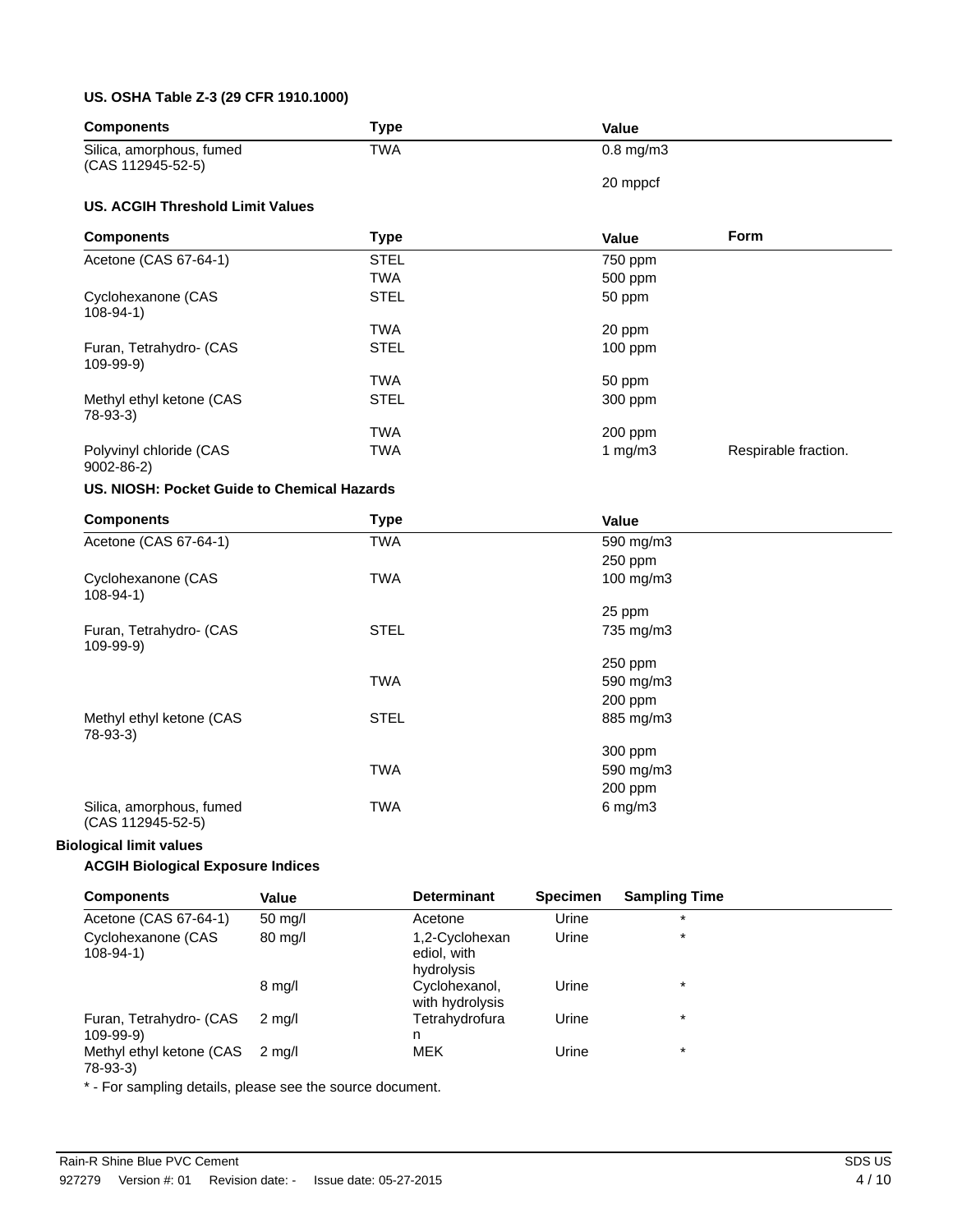**US. OSHA Table Z-3 (29 CFR 1910.1000)**

| Components | Type | Value |
|---|---|---|
| Silica, amorphous, fumed (CAS 112945-52-5) | TWA | 0.8 mg/m3 |
| | | 20 mppcf |

**US. ACGIH Threshold Limit Values**

| Components | Type | Value | Form |
|---|---|---|---|
| Acetone (CAS 67-64-1) | STEL | 750 ppm | |
| | TWA | 500 ppm | |
| Cyclohexanone (CAS 108-94-1) | STEL | 50 ppm | |
| | TWA | 20 ppm | |
| Furan, Tetrahydro- (CAS 109-99-9) | STEL | 100 ppm | |
| | TWA | 50 ppm | |
| Methyl ethyl ketone (CAS 78-93-3) | STEL | 300 ppm | |
| | TWA | 200 ppm | |
| Polyvinyl chloride (CAS 9002-86-2) | TWA | 1 mg/m3 | Respirable fraction. |

**US. NIOSH: Pocket Guide to Chemical Hazards**

| Components | Type | Value |
|---|---|---|
| Acetone (CAS 67-64-1) | TWA | 590 mg/m3 |
| | | 250 ppm |
| Cyclohexanone (CAS 108-94-1) | TWA | 100 mg/m3 |
| | | 25 ppm |
| Furan, Tetrahydro- (CAS 109-99-9) | STEL | 735 mg/m3 |
| | | 250 ppm |
| | TWA | 590 mg/m3 |
| | | 200 ppm |
| Methyl ethyl ketone (CAS 78-93-3) | STEL | 885 mg/m3 |
| | | 300 ppm |
| | TWA | 590 mg/m3 |
| | | 200 ppm |
| Silica, amorphous, fumed (CAS 112945-52-5) | TWA | 6 mg/m3 |

**Biological limit values**

**ACGIH Biological Exposure Indices**

| Components | Value | Determinant | Specimen | Sampling Time |
|---|---|---|---|---|
| Acetone (CAS 67-64-1) | 50 mg/l | Acetone | Urine | * |
| Cyclohexanone (CAS 108-94-1) | 80 mg/l | 1,2-Cyclohexanediol, with hydrolysis | Urine | * |
| | 8 mg/l | Cyclohexanol, with hydrolysis | Urine | * |
| Furan, Tetrahydro- (CAS 109-99-9) | 2 mg/l | Tetrahydrofuran | Urine | * |
| Methyl ethyl ketone (CAS 78-93-3) | 2 mg/l | MEK | Urine | * |

* - For sampling details, please see the source document.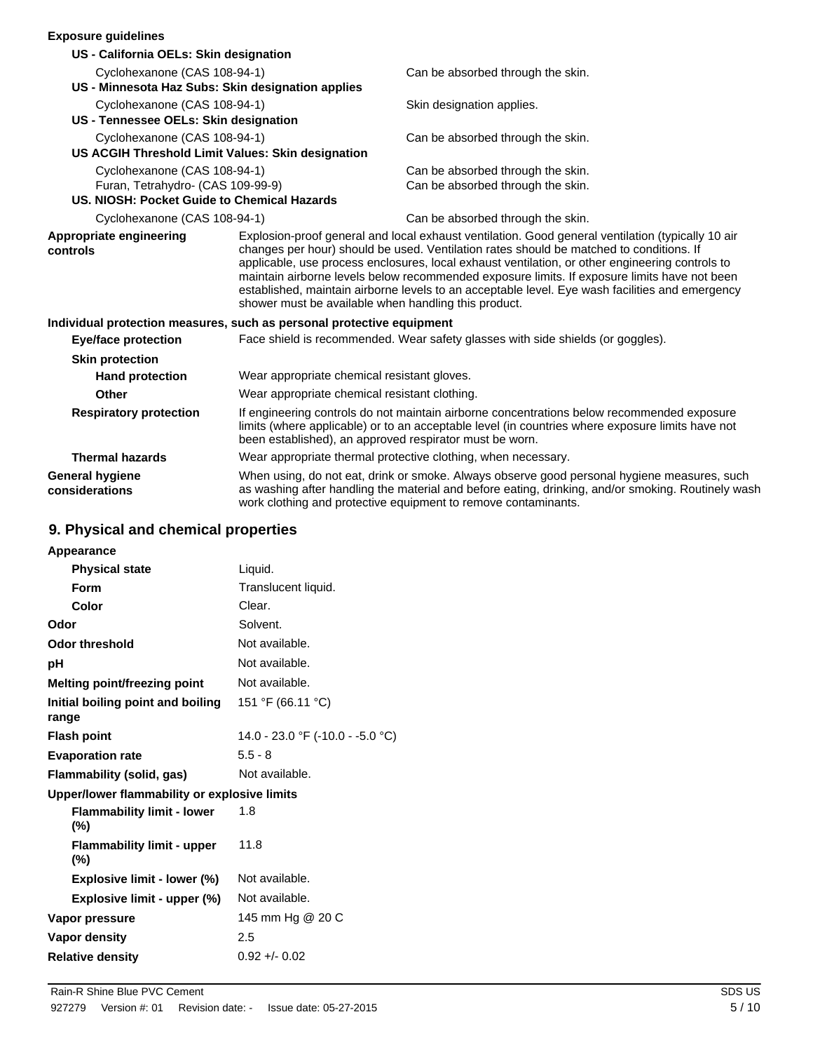**Exposure guidelines**

**US - California OELs: Skin designation**

| | |
|---|---|
| Cyclohexanone (CAS 108-94-1) | Can be absorbed through the skin. |

**US - Minnesota Haz Subs: Skin designation applies**

| | |
|---|---|
| Cyclohexanone (CAS 108-94-1) | Skin designation applies. |

**US - Tennessee OELs: Skin designation**

| | |
|---|---|
| Cyclohexanone (CAS 108-94-1) | Can be absorbed through the skin. |

**US ACGIH Threshold Limit Values: Skin designation**

| | |
|---|---|
| Cyclohexanone (CAS 108-94-1) | Can be absorbed through the skin. |
| Furan, Tetrahydro- (CAS 109-99-9) | Can be absorbed through the skin. |

**US. NIOSH: Pocket Guide to Chemical Hazards**

| | |
|---|---|
| Cyclohexanone (CAS 108-94-1) | Can be absorbed through the skin. |

**Appropriate engineering controls**
Explosion-proof general and local exhaust ventilation. Good general ventilation (typically 10 air changes per hour) should be used. Ventilation rates should be matched to conditions. If applicable, use process enclosures, local exhaust ventilation, or other engineering controls to maintain airborne levels below recommended exposure limits. If exposure limits have not been established, maintain airborne levels to an acceptable level. Eye wash facilities and emergency shower must be available when handling this product.

**Individual protection measures, such as personal protective equipment**

**Eye/face protection**
Face shield is recommended. Wear safety glasses with side shields (or goggles).

**Skin protection**

**Hand protection**
Wear appropriate chemical resistant gloves.

**Other**
Wear appropriate chemical resistant clothing.

**Respiratory protection**
If engineering controls do not maintain airborne concentrations below recommended exposure limits (where applicable) or to an acceptable level (in countries where exposure limits have not been established), an approved respirator must be worn.

**Thermal hazards**
Wear appropriate thermal protective clothing, when necessary.

**General hygiene considerations**
When using, do not eat, drink or smoke. Always observe good personal hygiene measures, such as washing after handling the material and before eating, drinking, and/or smoking. Routinely wash work clothing and protective equipment to remove contaminants.

## 9. Physical and chemical properties

| Property | Value |
|---|---|
| **Appearance** | |
| **Physical state** | Liquid. |
| **Form** | Translucent liquid. |
| **Color** | Clear. |
| **Odor** | Solvent. |
| **Odor threshold** | Not available. |
| **pH** | Not available. |
| **Melting point/freezing point** | Not available. |
| **Initial boiling point and boiling range** | 151 °F (66.11 °C) |
| **Flash point** | 14.0 - 23.0 °F (-10.0 - -5.0 °C) |
| **Evaporation rate** | 5.5 - 8 |
| **Flammability (solid, gas)** | Not available. |
| **Upper/lower flammability or explosive limits** | |
| **Flammability limit - lower (%)** | 1.8 |
| **Flammability limit - upper (%)** | 11.8 |
| **Explosive limit - lower (%)** | Not available. |
| **Explosive limit - upper (%)** | Not available. |
| **Vapor pressure** | 145 mm Hg @ 20 C |
| **Vapor density** | 2.5 |
| **Relative density** | 0.92 +/- 0.02 |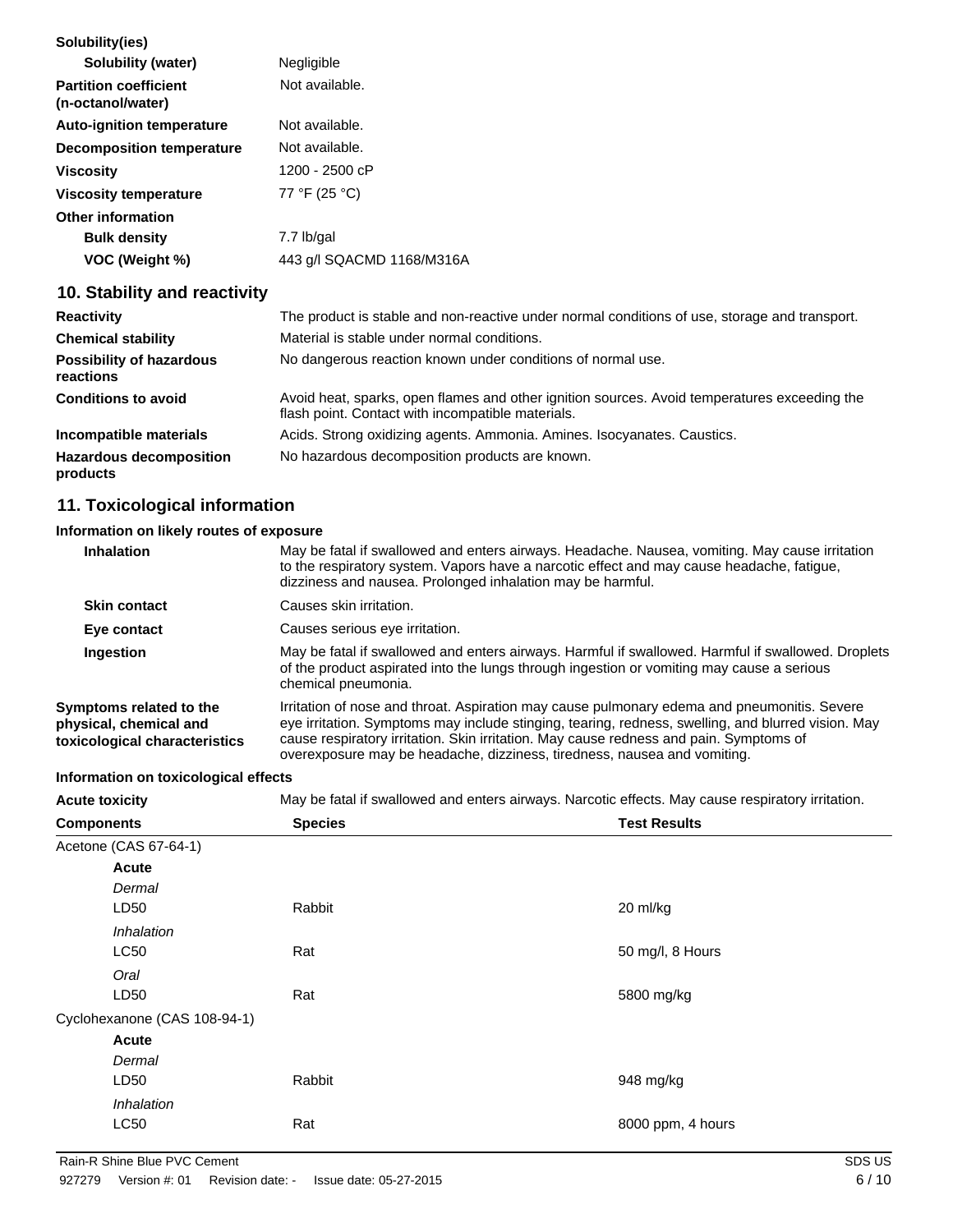**Solubility(ies)**

| | |
|---|---|
| **Solubility (water)** | Negligible |
| **Partition coefficient (n-octanol/water)** | Not available. |
| **Auto-ignition temperature** | Not available. |
| **Decomposition temperature** | Not available. |
| **Viscosity** | 1200 - 2500 cP |
| **Viscosity temperature** | 77 °F (25 °C) |

**Other information**

| | |
|---|---|
| **Bulk density** | 7.7 lb/gal |
| **VOC (Weight %)** | 443 g/l SQACMD 1168/M316A |

## 10. Stability and reactivity

| | |
|---|---|
| **Reactivity** | The product is stable and non-reactive under normal conditions of use, storage and transport. |
| **Chemical stability** | Material is stable under normal conditions. |
| **Possibility of hazardous reactions** | No dangerous reaction known under conditions of normal use. |
| **Conditions to avoid** | Avoid heat, sparks, open flames and other ignition sources. Avoid temperatures exceeding the flash point. Contact with incompatible materials. |
| **Incompatible materials** | Acids. Strong oxidizing agents. Ammonia. Amines. Isocyanates. Caustics. |
| **Hazardous decomposition products** | No hazardous decomposition products are known. |

## 11. Toxicological information

**Information on likely routes of exposure**

| | |
|---|---|
| **Inhalation** | May be fatal if swallowed and enters airways. Headache. Nausea, vomiting. May cause irritation to the respiratory system. Vapors have a narcotic effect and may cause headache, fatigue, dizziness and nausea. Prolonged inhalation may be harmful. |
| **Skin contact** | Causes skin irritation. |
| **Eye contact** | Causes serious eye irritation. |
| **Ingestion** | May be fatal if swallowed and enters airways. Harmful if swallowed. Harmful if swallowed. Droplets of the product aspirated into the lungs through ingestion or vomiting may cause a serious chemical pneumonia. |
| **Symptoms related to the physical, chemical and toxicological characteristics** | Irritation of nose and throat. Aspiration may cause pulmonary edema and pneumonitis. Severe eye irritation. Symptoms may include stinging, tearing, redness, swelling, and blurred vision. May cause respiratory irritation. Skin irritation. May cause redness and pain. Symptoms of overexposure may be headache, dizziness, tiredness, nausea and vomiting. |

**Information on toxicological effects**

**Acute toxicity** May be fatal if swallowed and enters airways. Narcotic effects. May cause respiratory irritation.

| Components | Species | Test Results |
|---|---|---|
| Acetone (CAS 67-64-1) | | |
| **Acute** | | |
| *Dermal* | | |
| LD50 | Rabbit | 20 ml/kg |
| *Inhalation* | | |
| LC50 | Rat | 50 mg/l, 8 Hours |
| *Oral* | | |
| LD50 | Rat | 5800 mg/kg |
| Cyclohexanone (CAS 108-94-1) | | |
| **Acute** | | |
| *Dermal* | | |
| LD50 | Rabbit | 948 mg/kg |
| *Inhalation* | | |
| LC50 | Rat | 8000 ppm, 4 hours |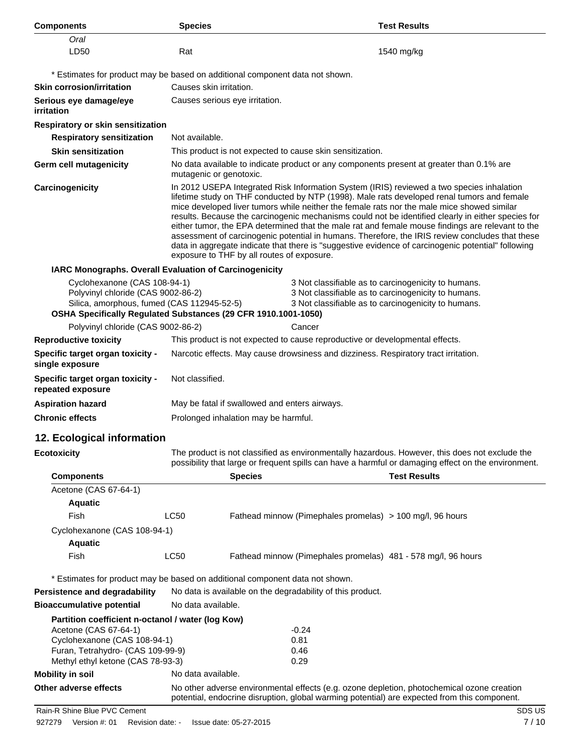| Components | Species | Test Results |
|---|---|---|
| *Oral* | | |
| LD50 | Rat | 1540 mg/kg |

\* Estimates for product may be based on additional component data not shown.

**Skin corrosion/irritation** Causes skin irritation.

**Serious eye damage/eye irritation** Causes serious eye irritation.

**Respiratory or skin sensitization**

**Respiratory sensitization** Not available.

**Skin sensitization** This product is not expected to cause skin sensitization.

**Germ cell mutagenicity** No data available to indicate product or any components present at greater than 0.1% are mutagenic or genotoxic.

**Carcinogenicity** In 2012 USEPA Integrated Risk Information System (IRIS) reviewed a two species inhalation lifetime study on THF conducted by NTP (1998). Male rats developed renal tumors and female mice developed liver tumors while neither the female rats nor the male mice showed similar results. Because the carcinogenic mechanisms could not be identified clearly in either species for either tumor, the EPA determined that the male rat and female mouse findings are relevant to the assessment of carcinogenic potential in humans. Therefore, the IRIS review concludes that these data in aggregate indicate that there is "suggestive evidence of carcinogenic potential" following exposure to THF by all routes of exposure.

**IARC Monographs. Overall Evaluation of Carcinogenicity**

| | |
|---|---|
| Cyclohexanone (CAS 108-94-1) | 3 Not classifiable as to carcinogenicity to humans. |
| Polyvinyl chloride (CAS 9002-86-2) | 3 Not classifiable as to carcinogenicity to humans. |
| Silica, amorphous, fumed (CAS 112945-52-5) | 3 Not classifiable as to carcinogenicity to humans. |

**OSHA Specifically Regulated Substances (29 CFR 1910.1001-1050)**

| | |
|---|---|
| Polyvinyl chloride (CAS 9002-86-2) | Cancer |

**Reproductive toxicity** This product is not expected to cause reproductive or developmental effects.

**Specific target organ toxicity - single exposure** Narcotic effects. May cause drowsiness and dizziness. Respiratory tract irritation.

**Specific target organ toxicity - repeated exposure** Not classified.

**Aspiration hazard** May be fatal if swallowed and enters airways.

**Chronic effects** Prolonged inhalation may be harmful.

## 12. Ecological information

**Ecotoxicity** The product is not classified as environmentally hazardous. However, this does not exclude the possibility that large or frequent spills can have a harmful or damaging effect on the environment.

| Components | | Species | Test Results |
|---|---|---|---|
| Acetone (CAS 67-64-1) | | | |
| **Aquatic** | | | |
| Fish | LC50 | Fathead minnow (Pimephales promelas) | > 100 mg/l, 96 hours |
| Cyclohexanone (CAS 108-94-1) | | | |
| **Aquatic** | | | |
| Fish | LC50 | Fathead minnow (Pimephales promelas) | 481 - 578 mg/l, 96 hours |

\* Estimates for product may be based on additional component data not shown.

**Persistence and degradability** No data is available on the degradability of this product.

**Bioaccumulative potential** No data available.

**Partition coefficient n-octanol / water (log Kow)**

| | |
|---|---|
| Acetone (CAS 67-64-1) | -0.24 |
| Cyclohexanone (CAS 108-94-1) | 0.81 |
| Furan, Tetrahydro- (CAS 109-99-9) | 0.46 |
| Methyl ethyl ketone (CAS 78-93-3) | 0.29 |

**Mobility in soil** No data available.

**Other adverse effects** No other adverse environmental effects (e.g. ozone depletion, photochemical ozone creation potential, endocrine disruption, global warming potential) are expected from this component.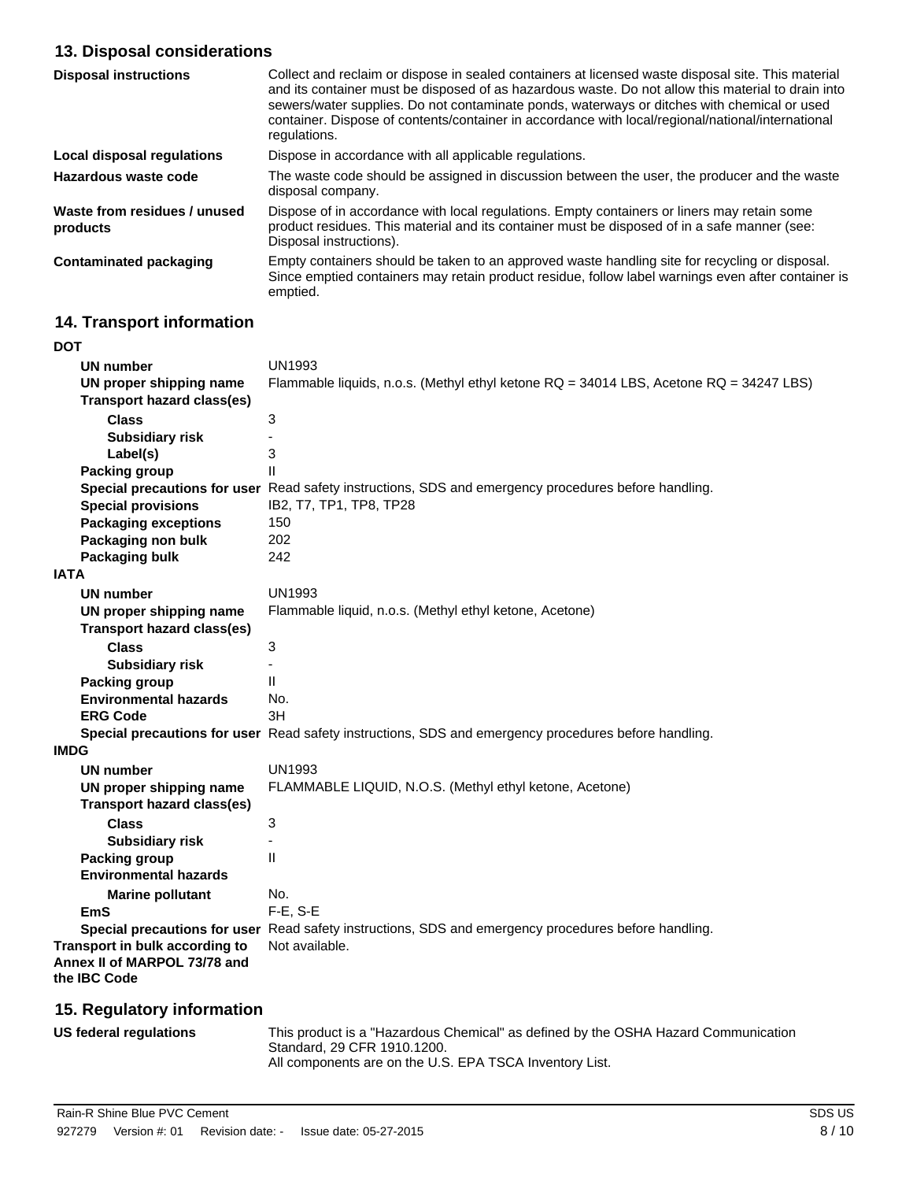## 13. Disposal considerations

| | |
|---|---|
| **Disposal instructions** | Collect and reclaim or dispose in sealed containers at licensed waste disposal site. This material and its container must be disposed of as hazardous waste. Do not allow this material to drain into sewers/water supplies. Do not contaminate ponds, waterways or ditches with chemical or used container. Dispose of contents/container in accordance with local/regional/national/international regulations. |
| **Local disposal regulations** | Dispose in accordance with all applicable regulations. |
| **Hazardous waste code** | The waste code should be assigned in discussion between the user, the producer and the waste disposal company. |
| **Waste from residues / unused products** | Dispose of in accordance with local regulations. Empty containers or liners may retain some product residues. This material and its container must be disposed of in a safe manner (see: Disposal instructions). |
| **Contaminated packaging** | Empty containers should be taken to an approved waste handling site for recycling or disposal. Since emptied containers may retain product residue, follow label warnings even after container is emptied. |

## 14. Transport information

**DOT**

| | |
|---|---|
| **UN number** | UN1993 |
| **UN proper shipping name** | Flammable liquids, n.o.s. (Methyl ethyl ketone RQ = 34014 LBS, Acetone RQ = 34247 LBS) |
| **Transport hazard class(es)** | |
| **Class** | 3 |
| **Subsidiary risk** | - |
| **Label(s)** | 3 |
| **Packing group** | II |
| **Special precautions for user** | Read safety instructions, SDS and emergency procedures before handling. |
| **Special provisions** | IB2, T7, TP1, TP8, TP28 |
| **Packaging exceptions** | 150 |
| **Packaging non bulk** | 202 |
| **Packaging bulk** | 242 |

**IATA**

| | |
|---|---|
| **UN number** | UN1993 |
| **UN proper shipping name** | Flammable liquid, n.o.s. (Methyl ethyl ketone, Acetone) |
| **Transport hazard class(es)** | |
| **Class** | 3 |
| **Subsidiary risk** | - |
| **Packing group** | II |
| **Environmental hazards** | No. |
| **ERG Code** | 3H |
| **Special precautions for user** | Read safety instructions, SDS and emergency procedures before handling. |

**IMDG**

| | |
|---|---|
| **UN number** | UN1993 |
| **UN proper shipping name** | FLAMMABLE LIQUID, N.O.S. (Methyl ethyl ketone, Acetone) |
| **Transport hazard class(es)** | |
| **Class** | 3 |
| **Subsidiary risk** | - |
| **Packing group** | II |
| **Environmental hazards** | |
| **Marine pollutant** | No. |
| **EmS** | F-E, S-E |
| **Special precautions for user** | Read safety instructions, SDS and emergency procedures before handling. |
| **Transport in bulk according to Annex II of MARPOL 73/78 and the IBC Code** | Not available. |

## 15. Regulatory information

| | |
|---|---|
| **US federal regulations** | This product is a "Hazardous Chemical" as defined by the OSHA Hazard Communication Standard, 29 CFR 1910.1200.<br>All components are on the U.S. EPA TSCA Inventory List. |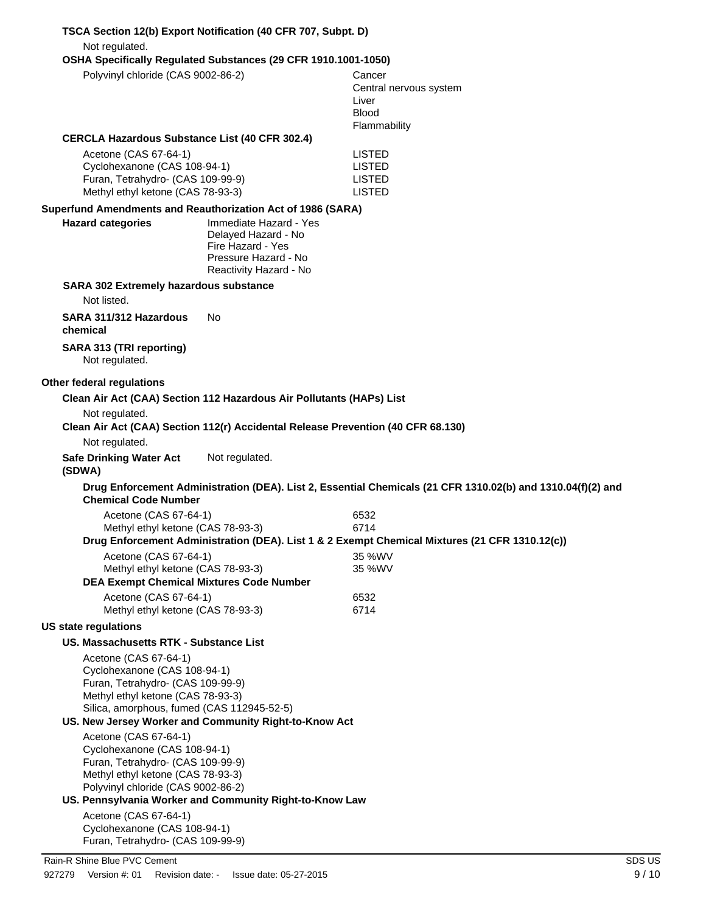**TSCA Section 12(b) Export Notification (40 CFR 707, Subpt. D)**

Not regulated.

**OSHA Specifically Regulated Substances (29 CFR 1910.1001-1050)**

| | |
|---|---|
| Polyvinyl chloride (CAS 9002-86-2) | Cancer<br>Central nervous system<br>Liver<br>Blood<br>Flammability |

**CERCLA Hazardous Substance List (40 CFR 302.4)**

| | |
|---|---|
| Acetone (CAS 67-64-1) | LISTED |
| Cyclohexanone (CAS 108-94-1) | LISTED |
| Furan, Tetrahydro- (CAS 109-99-9) | LISTED |
| Methyl ethyl ketone (CAS 78-93-3) | LISTED |

**Superfund Amendments and Reauthorization Act of 1986 (SARA)**

**Hazard categories**
Immediate Hazard - Yes
Delayed Hazard - No
Fire Hazard - Yes
Pressure Hazard - No
Reactivity Hazard - No

**SARA 302 Extremely hazardous substance**

Not listed.

**SARA 311/312 Hazardous chemical** No

**SARA 313 (TRI reporting)**

Not regulated.

**Other federal regulations**

**Clean Air Act (CAA) Section 112 Hazardous Air Pollutants (HAPs) List**

Not regulated.

**Clean Air Act (CAA) Section 112(r) Accidental Release Prevention (40 CFR 68.130)**

Not regulated.

**Safe Drinking Water Act (SDWA)** Not regulated.

**Drug Enforcement Administration (DEA). List 2, Essential Chemicals (21 CFR 1310.02(b) and 1310.04(f)(2) and Chemical Code Number**

| | |
|---|---|
| Acetone (CAS 67-64-1) | 6532 |
| Methyl ethyl ketone (CAS 78-93-3) | 6714 |

**Drug Enforcement Administration (DEA). List 1 & 2 Exempt Chemical Mixtures (21 CFR 1310.12(c))**

| | |
|---|---|
| Acetone (CAS 67-64-1) | 35 %WV |
| Methyl ethyl ketone (CAS 78-93-3) | 35 %WV |

**DEA Exempt Chemical Mixtures Code Number**

| | |
|---|---|
| Acetone (CAS 67-64-1) | 6532 |
| Methyl ethyl ketone (CAS 78-93-3) | 6714 |

**US state regulations**

**US. Massachusetts RTK - Substance List**

Acetone (CAS 67-64-1)
Cyclohexanone (CAS 108-94-1)
Furan, Tetrahydro- (CAS 109-99-9)
Methyl ethyl ketone (CAS 78-93-3)
Silica, amorphous, fumed (CAS 112945-52-5)

**US. New Jersey Worker and Community Right-to-Know Act**

Acetone (CAS 67-64-1)
Cyclohexanone (CAS 108-94-1)
Furan, Tetrahydro- (CAS 109-99-9)
Methyl ethyl ketone (CAS 78-93-3)
Polyvinyl chloride (CAS 9002-86-2)

**US. Pennsylvania Worker and Community Right-to-Know Law**

Acetone (CAS 67-64-1)
Cyclohexanone (CAS 108-94-1)
Furan, Tetrahydro- (CAS 109-99-9)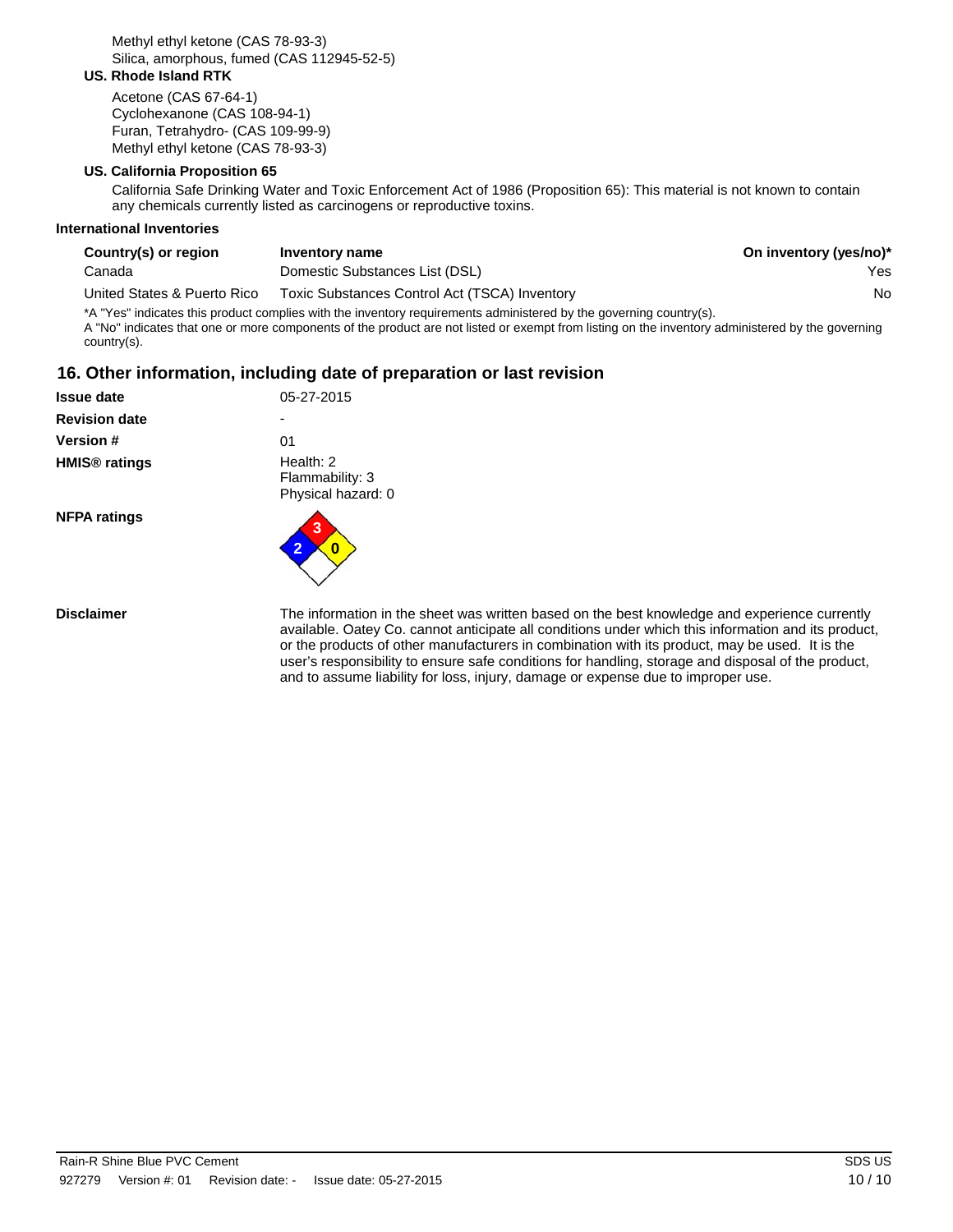Methyl ethyl ketone (CAS 78-93-3)
Silica, amorphous, fumed (CAS 112945-52-5)

**US. Rhode Island RTK**

Acetone (CAS 67-64-1)
Cyclohexanone (CAS 108-94-1)
Furan, Tetrahydro- (CAS 109-99-9)
Methyl ethyl ketone (CAS 78-93-3)

**US. California Proposition 65**

California Safe Drinking Water and Toxic Enforcement Act of 1986 (Proposition 65): This material is not known to contain any chemicals currently listed as carcinogens or reproductive toxins.

**International Inventories**

| Country(s) or region | Inventory name | On inventory (yes/no)* |
|---|---|---|
| Canada | Domestic Substances List (DSL) | Yes |
| United States & Puerto Rico | Toxic Substances Control Act (TSCA) Inventory | No |

*A "Yes" indicates this product complies with the inventory requirements administered by the governing country(s).
A "No" indicates that one or more components of the product are not listed or exempt from listing on the inventory administered by the governing country(s).

## 16. Other information, including date of preparation or last revision

| | |
|---|---|
| **Issue date** | 05-27-2015 |
| **Revision date** | - |
| **Version #** | 01 |
| **HMIS® ratings** | Health: 2<br>Flammability: 3<br>Physical hazard: 0 |
| **NFPA ratings** | 3<br>2 0 |

**Disclaimer**

The information in the sheet was written based on the best knowledge and experience currently available. Oatey Co. cannot anticipate all conditions under which this information and its product, or the products of other manufacturers in combination with its product, may be used. It is the user's responsibility to ensure safe conditions for handling, storage and disposal of the product, and to assume liability for loss, injury, damage or expense due to improper use.